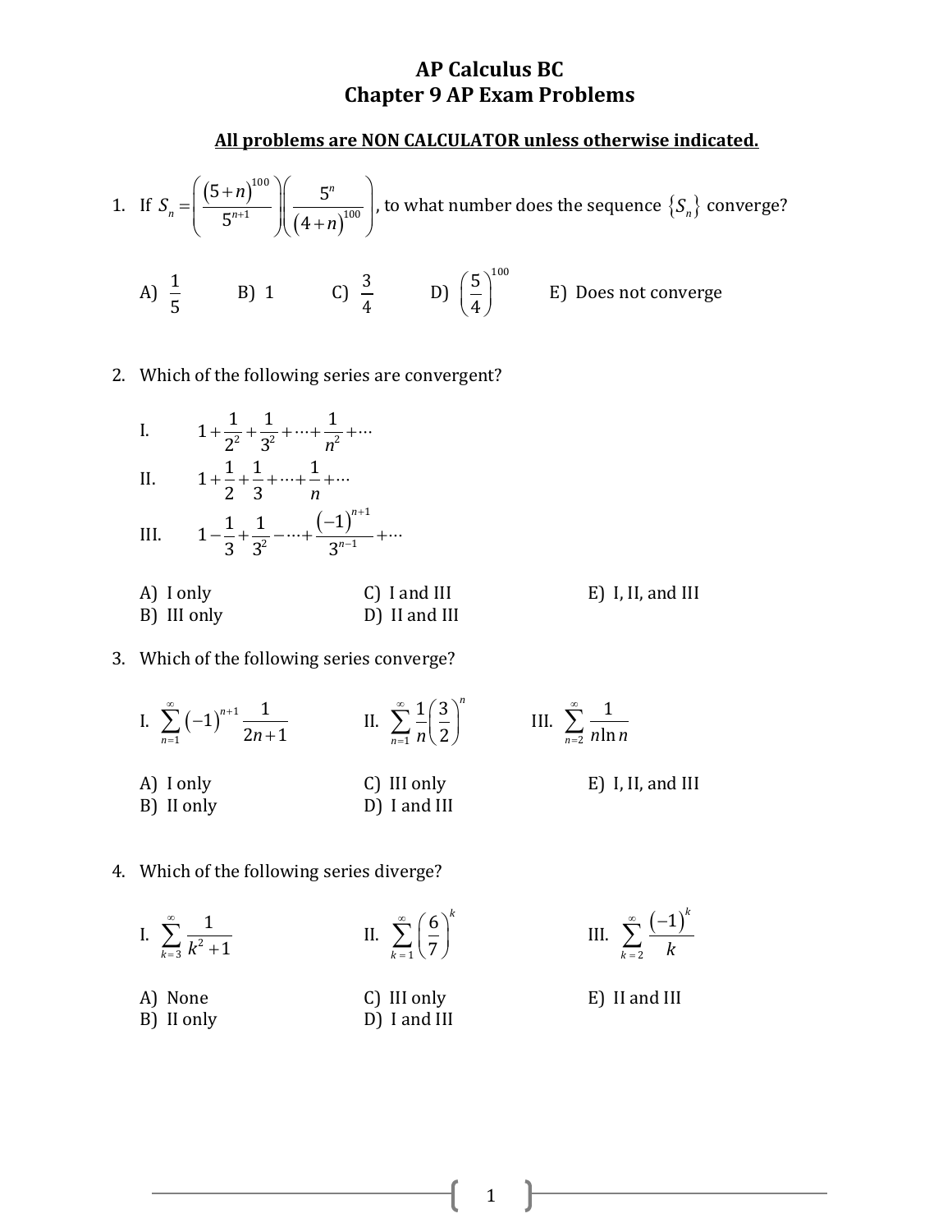# AP Calculus BC
# Chapter 9 AP Exam Problems

**All problems are NON CALCULATOR unless otherwise indicated.**

1. If $S_n = \left(\dfrac{(5+n)^{100}}{5^{n+1}}\right)\left(\dfrac{5^n}{(4+n)^{100}}\right)$, to what number does the sequence $\{S_n\}$ converge?

   A) $\dfrac{1}{5}$ B) 1 C) $\dfrac{3}{4}$ D) $\left(\dfrac{5}{4}\right)^{100}$ E) Does not converge

2. Which of the following series are convergent?

   I. $1+\dfrac{1}{2^2}+\dfrac{1}{3^2}+\cdots+\dfrac{1}{n^2}+\cdots$

   II. $1+\dfrac{1}{2}+\dfrac{1}{3}+\cdots+\dfrac{1}{n}+\cdots$

   III. $1-\dfrac{1}{3}+\dfrac{1}{3^2}-\cdots+\dfrac{(-1)^{n+1}}{3^{n-1}}+\cdots$

   A) I only
   B) III only
   C) I and III
   D) II and III
   E) I, II, and III

3. Which of the following series converge?

   I. $\displaystyle\sum_{n=1}^{\infty}(-1)^{n+1}\frac{1}{2n+1}$ II. $\displaystyle\sum_{n=1}^{\infty}\frac{1}{n}\left(\frac{3}{2}\right)^n$ III. $\displaystyle\sum_{n=2}^{\infty}\frac{1}{n\ln n}$

   A) I only
   B) II only
   C) III only
   D) I and III
   E) I, II, and III

4. Which of the following series diverge?

   I. $\displaystyle\sum_{k=3}^{\infty}\frac{1}{k^2+1}$ II. $\displaystyle\sum_{k=1}^{\infty}\left(\frac{6}{7}\right)^k$ III. $\displaystyle\sum_{k=2}^{\infty}\frac{(-1)^k}{k}$

   A) None
   B) II only
   C) III only
   D) I and III
   E) II and III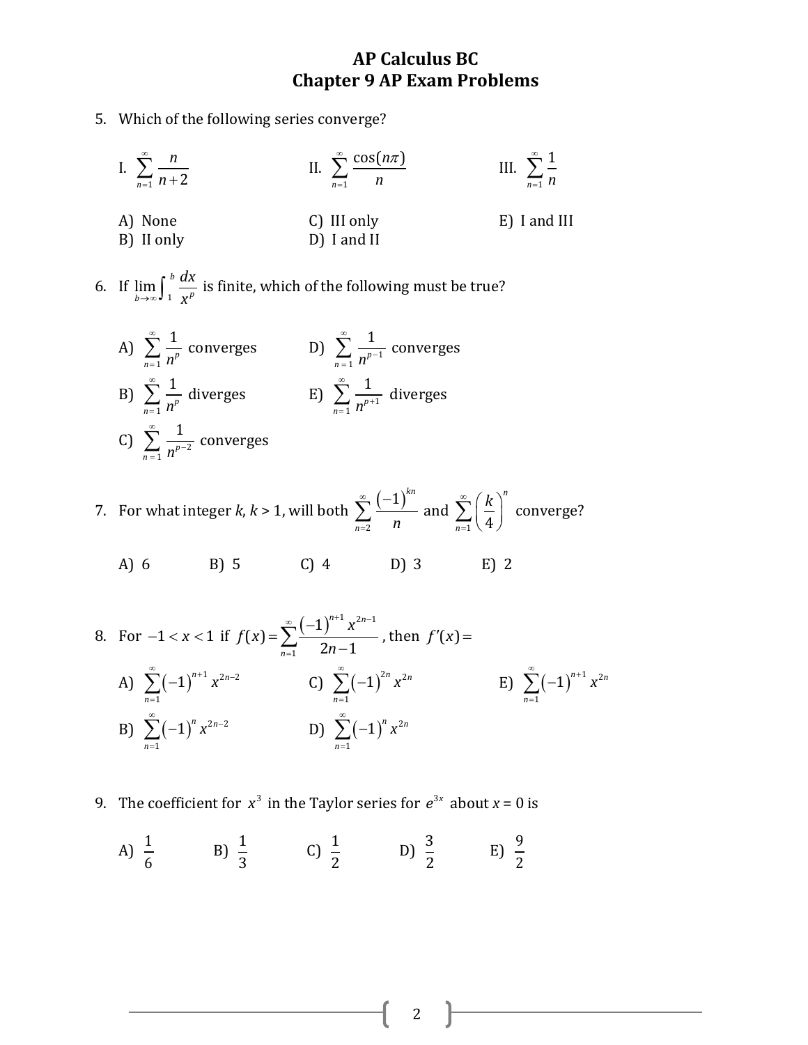# AP Calculus BC
## Chapter 9 AP Exam Problems

5. Which of the following series converge?

I. $\displaystyle\sum_{n=1}^{\infty} \frac{n}{n+2}$ II. $\displaystyle\sum_{n=1}^{\infty} \frac{\cos(n\pi)}{n}$ III. $\displaystyle\sum_{n=1}^{\infty} \frac{1}{n}$

A) None
B) II only
C) III only
D) I and II
E) I and III

6. If $\displaystyle\lim_{b\to\infty}\int_1^b \frac{dx}{x^p}$ is finite, which of the following must be true?

A) $\displaystyle\sum_{n=1}^{\infty} \frac{1}{n^p}$ converges
B) $\displaystyle\sum_{n=1}^{\infty} \frac{1}{n^p}$ diverges
C) $\displaystyle\sum_{n=1}^{\infty} \frac{1}{n^{p-2}}$ converges
D) $\displaystyle\sum_{n=1}^{\infty} \frac{1}{n^{p-1}}$ converges
E) $\displaystyle\sum_{n=1}^{\infty} \frac{1}{n^{p+1}}$ diverges

7. For what integer $k$, $k > 1$, will both $\displaystyle\sum_{n=2}^{\infty} \frac{(-1)^{kn}}{n}$ and $\displaystyle\sum_{n=1}^{\infty} \left(\frac{k}{4}\right)^n$ converge?

A) 6 B) 5 C) 4 D) 3 E) 2

8. For $-1 < x < 1$ if $f(x) = \displaystyle\sum_{n=1}^{\infty} \frac{(-1)^{n+1} x^{2n-1}}{2n-1}$, then $f'(x) =$

A) $\displaystyle\sum_{n=1}^{\infty} (-1)^{n+1} x^{2n-2}$
B) $\displaystyle\sum_{n=1}^{\infty} (-1)^{n} x^{2n-2}$
C) $\displaystyle\sum_{n=1}^{\infty} (-1)^{2n} x^{2n}$
D) $\displaystyle\sum_{n=1}^{\infty} (-1)^{n} x^{2n}$
E) $\displaystyle\sum_{n=1}^{\infty} (-1)^{n+1} x^{2n}$

9. The coefficient for $x^3$ in the Taylor series for $e^{3x}$ about $x = 0$ is

A) $\frac{1}{6}$ B) $\frac{1}{3}$ C) $\frac{1}{2}$ D) $\frac{3}{2}$ E) $\frac{9}{2}$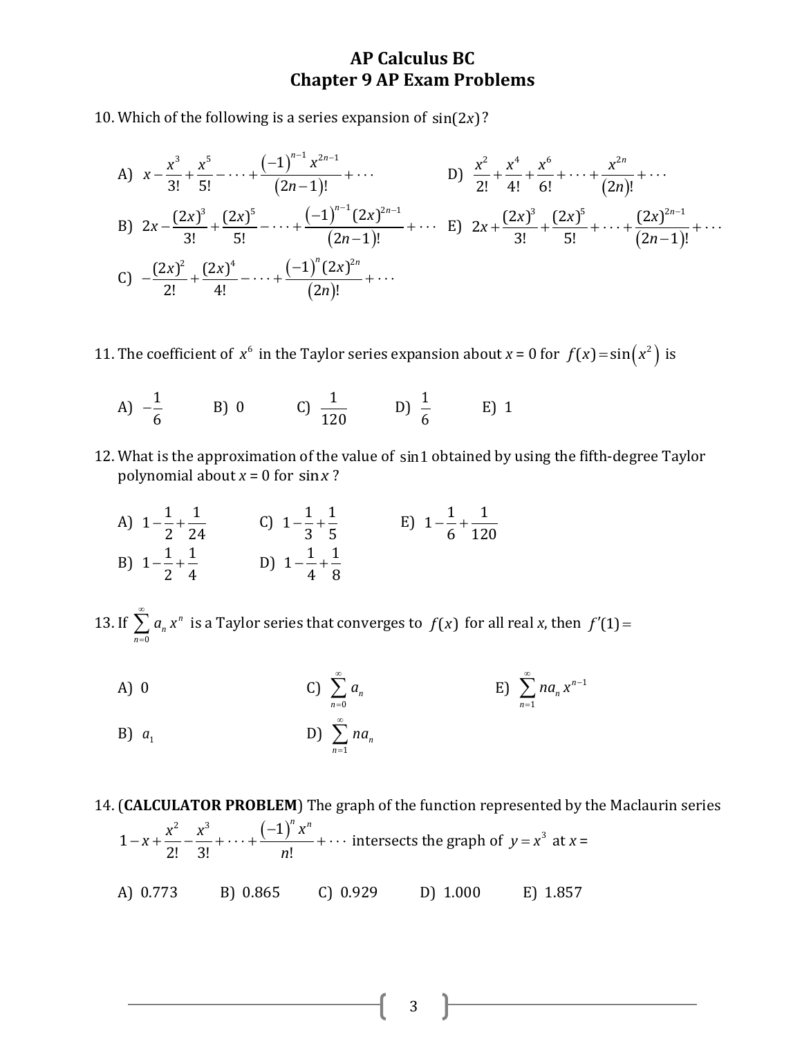# AP Calculus BC
## Chapter 9 AP Exam Problems

10. Which of the following is a series expansion of $\sin(2x)$?

A) $x - \dfrac{x^3}{3!} + \dfrac{x^5}{5!} - \cdots + \dfrac{(-1)^{n-1} x^{2n-1}}{(2n-1)!} + \cdots$

B) $2x - \dfrac{(2x)^3}{3!} + \dfrac{(2x)^5}{5!} - \cdots + \dfrac{(-1)^{n-1}(2x)^{2n-1}}{(2n-1)!} + \cdots$

C) $-\dfrac{(2x)^2}{2!} + \dfrac{(2x)^4}{4!} - \cdots + \dfrac{(-1)^n (2x)^{2n}}{(2n)!} + \cdots$

D) $\dfrac{x^2}{2!} + \dfrac{x^4}{4!} + \dfrac{x^6}{6!} + \cdots + \dfrac{x^{2n}}{(2n)!} + \cdots$

E) $2x + \dfrac{(2x)^3}{3!} + \dfrac{(2x)^5}{5!} + \cdots + \dfrac{(2x)^{2n-1}}{(2n-1)!} + \cdots$

11. The coefficient of $x^6$ in the Taylor series expansion about $x = 0$ for $f(x) = \sin\left(x^2\right)$ is

A) $-\dfrac{1}{6}$  B) $0$  C) $\dfrac{1}{120}$  D) $\dfrac{1}{6}$  E) $1$

12. What is the approximation of the value of $\sin 1$ obtained by using the fifth-degree Taylor polynomial about $x = 0$ for $\sin x$?

A) $1 - \dfrac{1}{2} + \dfrac{1}{24}$

B) $1 - \dfrac{1}{2} + \dfrac{1}{4}$

C) $1 - \dfrac{1}{3} + \dfrac{1}{5}$

D) $1 - \dfrac{1}{4} + \dfrac{1}{8}$

E) $1 - \dfrac{1}{6} + \dfrac{1}{120}$

13. If $\sum_{n=0}^{\infty} a_n x^n$ is a Taylor series that converges to $f(x)$ for all real $x$, then $f'(1) =$

A) $0$

B) $a_1$

C) $\sum_{n=0}^{\infty} a_n$

D) $\sum_{n=1}^{\infty} n a_n$

E) $\sum_{n=1}^{\infty} n a_n x^{n-1}$

14. (**CALCULATOR PROBLEM**) The graph of the function represented by the Maclaurin series $1 - x + \dfrac{x^2}{2!} - \dfrac{x^3}{3!} + \cdots + \dfrac{(-1)^n x^n}{n!} + \cdots$ intersects the graph of $y = x^3$ at $x =$

A) 0.773  B) 0.865  C) 0.929  D) 1.000  E) 1.857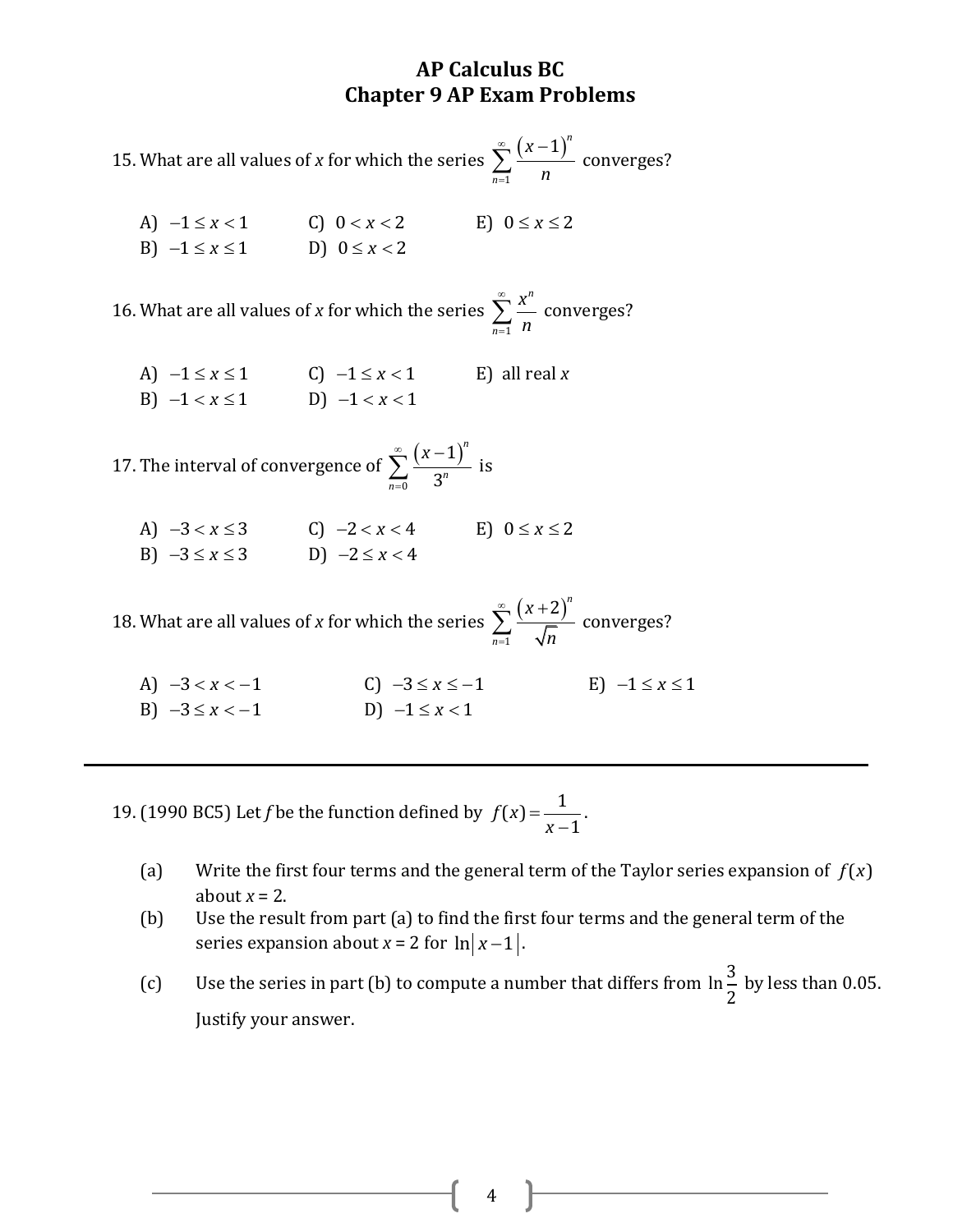# AP Calculus BC
## Chapter 9 AP Exam Problems

15. What are all values of *x* for which the series $\sum_{n=1}^{\infty} \frac{(x-1)^n}{n}$ converges?

A) $-1 \le x < 1$
B) $-1 \le x \le 1$
C) $0 < x < 2$
D) $0 \le x < 2$
E) $0 \le x \le 2$

16. What are all values of *x* for which the series $\sum_{n=1}^{\infty} \frac{x^n}{n}$ converges?

A) $-1 \le x \le 1$
B) $-1 < x \le 1$
C) $-1 \le x < 1$
D) $-1 < x < 1$
E) all real *x*

17. The interval of convergence of $\sum_{n=0}^{\infty} \frac{(x-1)^n}{3^n}$ is

A) $-3 < x \le 3$
B) $-3 \le x \le 3$
C) $-2 < x < 4$
D) $-2 \le x < 4$
E) $0 \le x \le 2$

18. What are all values of *x* for which the series $\sum_{n=1}^{\infty} \frac{(x+2)^n}{\sqrt{n}}$ converges?

A) $-3 < x < -1$
B) $-3 \le x < -1$
C) $-3 \le x \le -1$
D) $-1 \le x < 1$
E) $-1 \le x \le 1$

---

19. (1990 BC5) Let *f* be the function defined by $f(x) = \frac{1}{x-1}$.

(a) Write the first four terms and the general term of the Taylor series expansion of $f(x)$ about $x = 2$.

(b) Use the result from part (a) to find the first four terms and the general term of the series expansion about $x = 2$ for $\ln|x-1|$.

(c) Use the series in part (b) to compute a number that differs from $\ln\frac{3}{2}$ by less than 0.05. Justify your answer.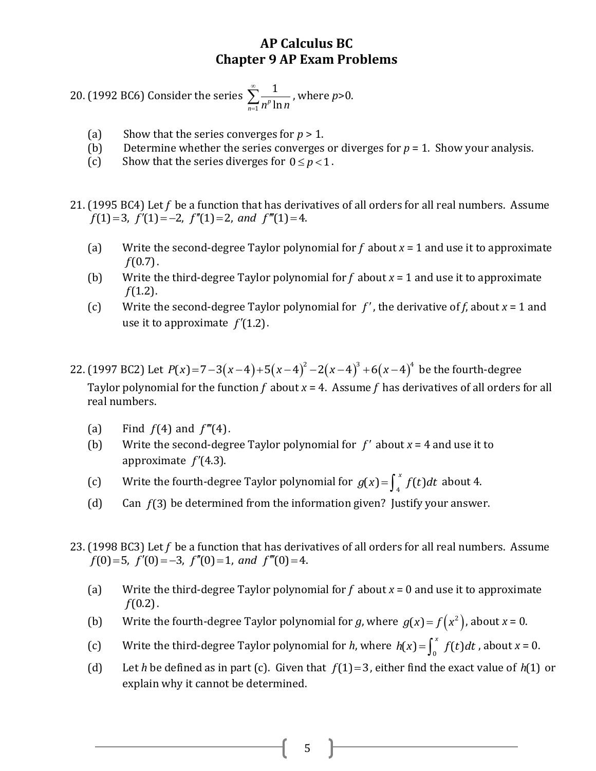# AP Calculus BC
## Chapter 9 AP Exam Problems

20. (1992 BC6) Consider the series $\sum_{n=1}^{\infty} \frac{1}{n^p \ln n}$, where $p>0$.

(a) Show that the series converges for $p > 1$.
(b) Determine whether the series converges or diverges for $p = 1$. Show your analysis.
(c) Show that the series diverges for $0 \le p < 1$.

21. (1995 BC4) Let $f$ be a function that has derivatives of all orders for all real numbers. Assume $f(1)=3,\ f'(1)=-2,\ f''(1)=2,\ and\ f'''(1)=4.$

(a) Write the second-degree Taylor polynomial for $f$ about $x = 1$ and use it to approximate $f(0.7)$.
(b) Write the third-degree Taylor polynomial for $f$ about $x = 1$ and use it to approximate $f(1.2)$.
(c) Write the second-degree Taylor polynomial for $f'$, the derivative of $f$, about $x = 1$ and use it to approximate $f'(1.2)$.

22. (1997 BC2) Let $P(x)=7-3(x-4)+5(x-4)^2-2(x-4)^3+6(x-4)^4$ be the fourth-degree Taylor polynomial for the function $f$ about $x = 4$. Assume $f$ has derivatives of all orders for all real numbers.

(a) Find $f(4)$ and $f'''(4)$.
(b) Write the second-degree Taylor polynomial for $f'$ about $x = 4$ and use it to approximate $f'(4.3)$.
(c) Write the fourth-degree Taylor polynomial for $g(x)=\int_4^x f(t)dt$ about 4.
(d) Can $f(3)$ be determined from the information given? Justify your answer.

23. (1998 BC3) Let $f$ be a function that has derivatives of all orders for all real numbers. Assume $f(0)=5,\ f'(0)=-3,\ f''(0)=1,\ and\ f'''(0)=4.$

(a) Write the third-degree Taylor polynomial for $f$ about $x = 0$ and use it to approximate $f(0.2)$.
(b) Write the fourth-degree Taylor polynomial for $g$, where $g(x)=f(x^2)$, about $x = 0$.
(c) Write the third-degree Taylor polynomial for $h$, where $h(x)=\int_0^x f(t)dt$, about $x = 0$.
(d) Let $h$ be defined as in part (c). Given that $f(1)=3$, either find the exact value of $h(1)$ or explain why it cannot be determined.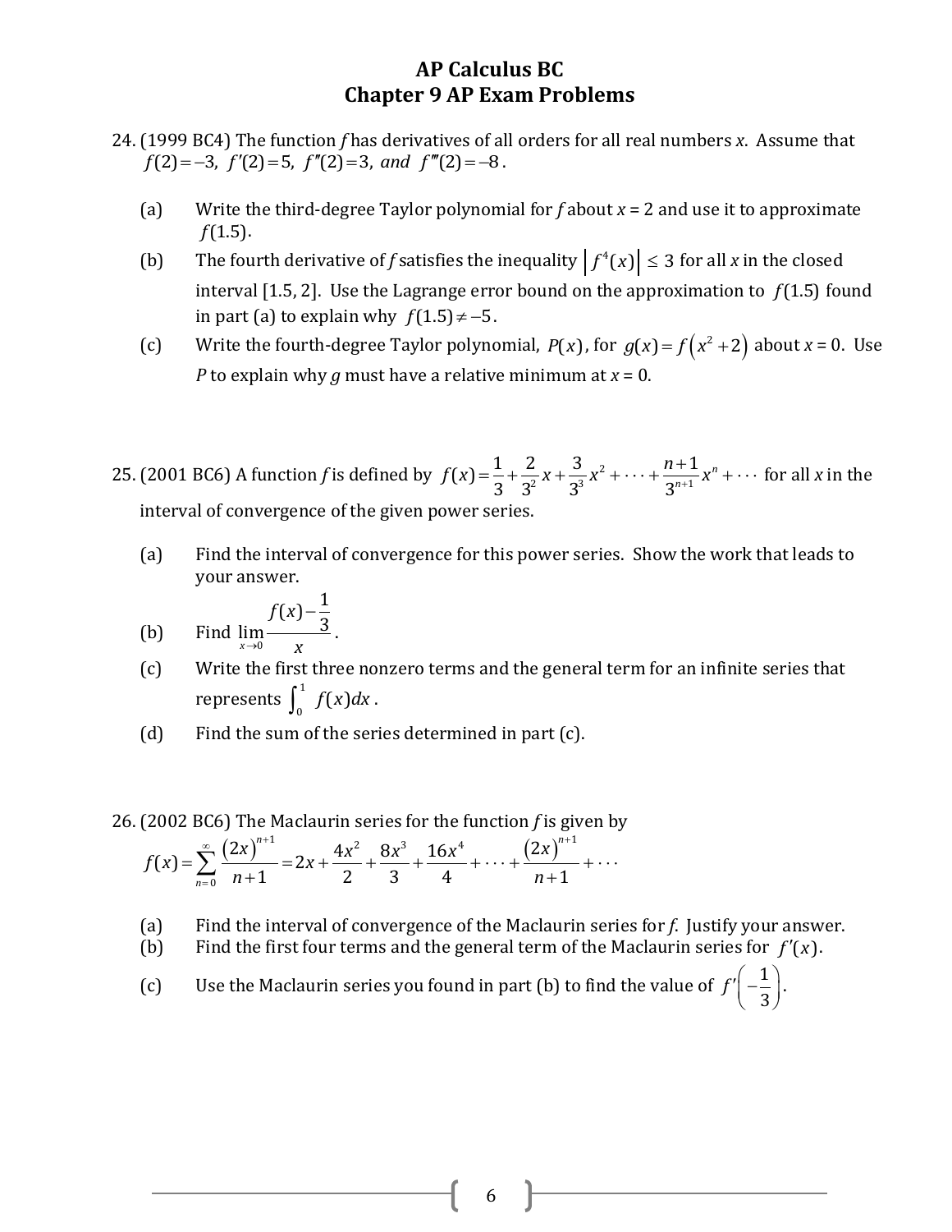# AP Calculus BC
# Chapter 9 AP Exam Problems

24. (1999 BC4) The function *f* has derivatives of all orders for all real numbers *x*. Assume that $f(2) = -3,\ f'(2) = 5,\ f''(2) = 3,\ and\ f'''(2) = -8$.

   (a) Write the third-degree Taylor polynomial for *f* about *x* = 2 and use it to approximate $f(1.5)$.

   (b) The fourth derivative of *f* satisfies the inequality $\left|f^4(x)\right| \leq 3$ for all *x* in the closed interval [1.5, 2]. Use the Lagrange error bound on the approximation to $f(1.5)$ found in part (a) to explain why $f(1.5) \neq -5$.

   (c) Write the fourth-degree Taylor polynomial, $P(x)$, for $g(x) = f\left(x^2 + 2\right)$ about *x* = 0. Use *P* to explain why *g* must have a relative minimum at *x* = 0.

25. (2001 BC6) A function *f* is defined by $f(x) = \frac{1}{3} + \frac{2}{3^2}x + \frac{3}{3^3}x^2 + \cdots + \frac{n+1}{3^{n+1}}x^n + \cdots$ for all *x* in the interval of convergence of the given power series.

   (a) Find the interval of convergence for this power series. Show the work that leads to your answer.

   (b) Find $\lim\limits_{x \to 0} \dfrac{f(x) - \frac{1}{3}}{x}$.

   (c) Write the first three nonzero terms and the general term for an infinite series that represents $\int_0^1 f(x)dx$.

   (d) Find the sum of the series determined in part (c).

26. (2002 BC6) The Maclaurin series for the function *f* is given by

$$f(x) = \sum_{n=0}^{\infty} \frac{(2x)^{n+1}}{n+1} = 2x + \frac{4x^2}{2} + \frac{8x^3}{3} + \frac{16x^4}{4} + \cdots + \frac{(2x)^{n+1}}{n+1} + \cdots$$

   (a) Find the interval of convergence of the Maclaurin series for *f*. Justify your answer.

   (b) Find the first four terms and the general term of the Maclaurin series for $f'(x)$.

   (c) Use the Maclaurin series you found in part (b) to find the value of $f'\left(-\frac{1}{3}\right)$.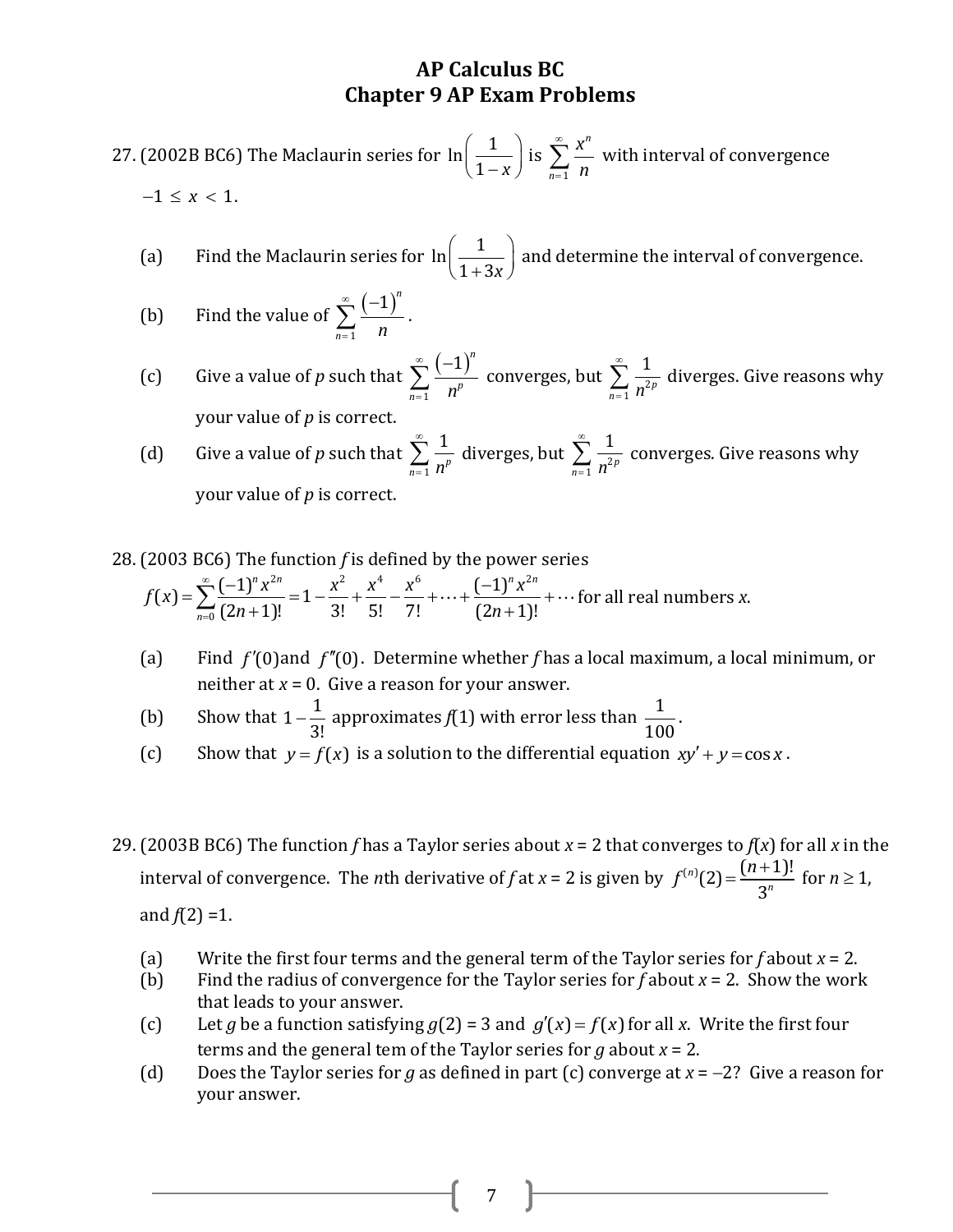# AP Calculus BC
# Chapter 9 AP Exam Problems

27. (2002B BC6) The Maclaurin series for $\ln\left(\frac{1}{1-x}\right)$ is $\sum_{n=1}^{\infty} \frac{x^n}{n}$ with interval of convergence $-1 \le x < 1$.

(a) Find the Maclaurin series for $\ln\left(\frac{1}{1+3x}\right)$ and determine the interval of convergence.

(b) Find the value of $\sum_{n=1}^{\infty} \frac{(-1)^n}{n}$.

(c) Give a value of $p$ such that $\sum_{n=1}^{\infty} \frac{(-1)^n}{n^p}$ converges, but $\sum_{n=1}^{\infty} \frac{1}{n^{2p}}$ diverges. Give reasons why your value of $p$ is correct.

(d) Give a value of $p$ such that $\sum_{n=1}^{\infty} \frac{1}{n^p}$ diverges, but $\sum_{n=1}^{\infty} \frac{1}{n^{2p}}$ converges. Give reasons why your value of $p$ is correct.

28. (2003 BC6) The function $f$ is defined by the power series

$$f(x) = \sum_{n=0}^{\infty} \frac{(-1)^n x^{2n}}{(2n+1)!} = 1 - \frac{x^2}{3!} + \frac{x^4}{5!} - \frac{x^6}{7!} + \cdots + \frac{(-1)^n x^{2n}}{(2n+1)!} + \cdots$$ for all real numbers $x$.

(a) Find $f'(0)$ and $f''(0)$. Determine whether $f$ has a local maximum, a local minimum, or neither at $x = 0$. Give a reason for your answer.

(b) Show that $1 - \frac{1}{3!}$ approximates $f(1)$ with error less than $\frac{1}{100}$.

(c) Show that $y = f(x)$ is a solution to the differential equation $xy' + y = \cos x$.

29. (2003B BC6) The function $f$ has a Taylor series about $x = 2$ that converges to $f(x)$ for all $x$ in the interval of convergence. The $n$th derivative of $f$ at $x = 2$ is given by $f^{(n)}(2) = \frac{(n+1)!}{3^n}$ for $n \ge 1$, and $f(2) = 1$.

(a) Write the first four terms and the general term of the Taylor series for $f$ about $x = 2$.

(b) Find the radius of convergence for the Taylor series for $f$ about $x = 2$. Show the work that leads to your answer.

(c) Let $g$ be a function satisfying $g(2) = 3$ and $g'(x) = f(x)$ for all $x$. Write the first four terms and the general tem of the Taylor series for $g$ about $x = 2$.

(d) Does the Taylor series for $g$ as defined in part (c) converge at $x = -2$? Give a reason for your answer.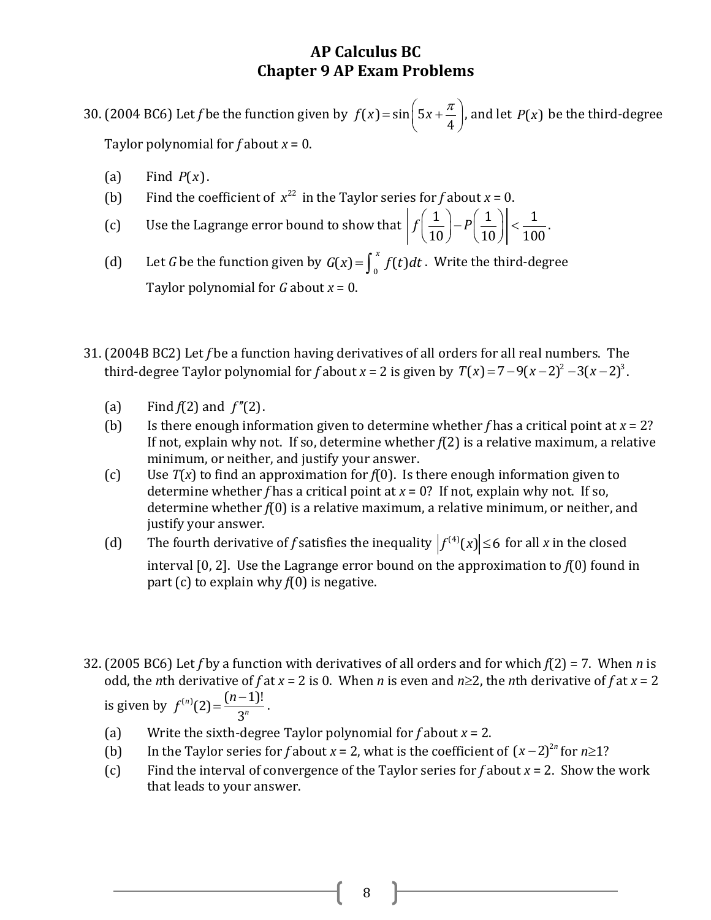# AP Calculus BC
## Chapter 9 AP Exam Problems

30. (2004 BC6) Let *f* be the function given by $f(x) = \sin\left(5x + \frac{\pi}{4}\right)$, and let $P(x)$ be the third-degree Taylor polynomial for *f* about $x = 0$.

    (a) Find $P(x)$.

    (b) Find the coefficient of $x^{22}$ in the Taylor series for *f* about $x = 0$.

    (c) Use the Lagrange error bound to show that $\left| f\left(\frac{1}{10}\right) - P\left(\frac{1}{10}\right) \right| < \frac{1}{100}$.

    (d) Let *G* be the function given by $G(x) = \int_0^x f(t)dt$. Write the third-degree Taylor polynomial for *G* about $x = 0$.

31. (2004B BC2) Let *f* be a function having derivatives of all orders for all real numbers. The third-degree Taylor polynomial for *f* about $x = 2$ is given by $T(x) = 7 - 9(x-2)^2 - 3(x-2)^3$.

    (a) Find $f(2)$ and $f''(2)$.

    (b) Is there enough information given to determine whether *f* has a critical point at $x = 2$? If not, explain why not. If so, determine whether $f(2)$ is a relative maximum, a relative minimum, or neither, and justify your answer.

    (c) Use $T(x)$ to find an approximation for $f(0)$. Is there enough information given to determine whether *f* has a critical point at $x = 0$? If not, explain why not. If so, determine whether $f(0)$ is a relative maximum, a relative minimum, or neither, and justify your answer.

    (d) The fourth derivative of *f* satisfies the inequality $\left|f^{(4)}(x)\right| \leq 6$ for all *x* in the closed interval [0, 2]. Use the Lagrange error bound on the approximation to $f(0)$ found in part (c) to explain why $f(0)$ is negative.

32. (2005 BC6) Let *f* by a function with derivatives of all orders and for which $f(2) = 7$. When *n* is odd, the *n*th derivative of *f* at $x = 2$ is 0. When *n* is even and $n \geq 2$, the *n*th derivative of *f* at $x = 2$ is given by $f^{(n)}(2) = \frac{(n-1)!}{3^n}$.

    (a) Write the sixth-degree Taylor polynomial for *f* about $x = 2$.

    (b) In the Taylor series for *f* about $x = 2$, what is the coefficient of $(x-2)^{2n}$ for $n \geq 1$?

    (c) Find the interval of convergence of the Taylor series for *f* about $x = 2$. Show the work that leads to your answer.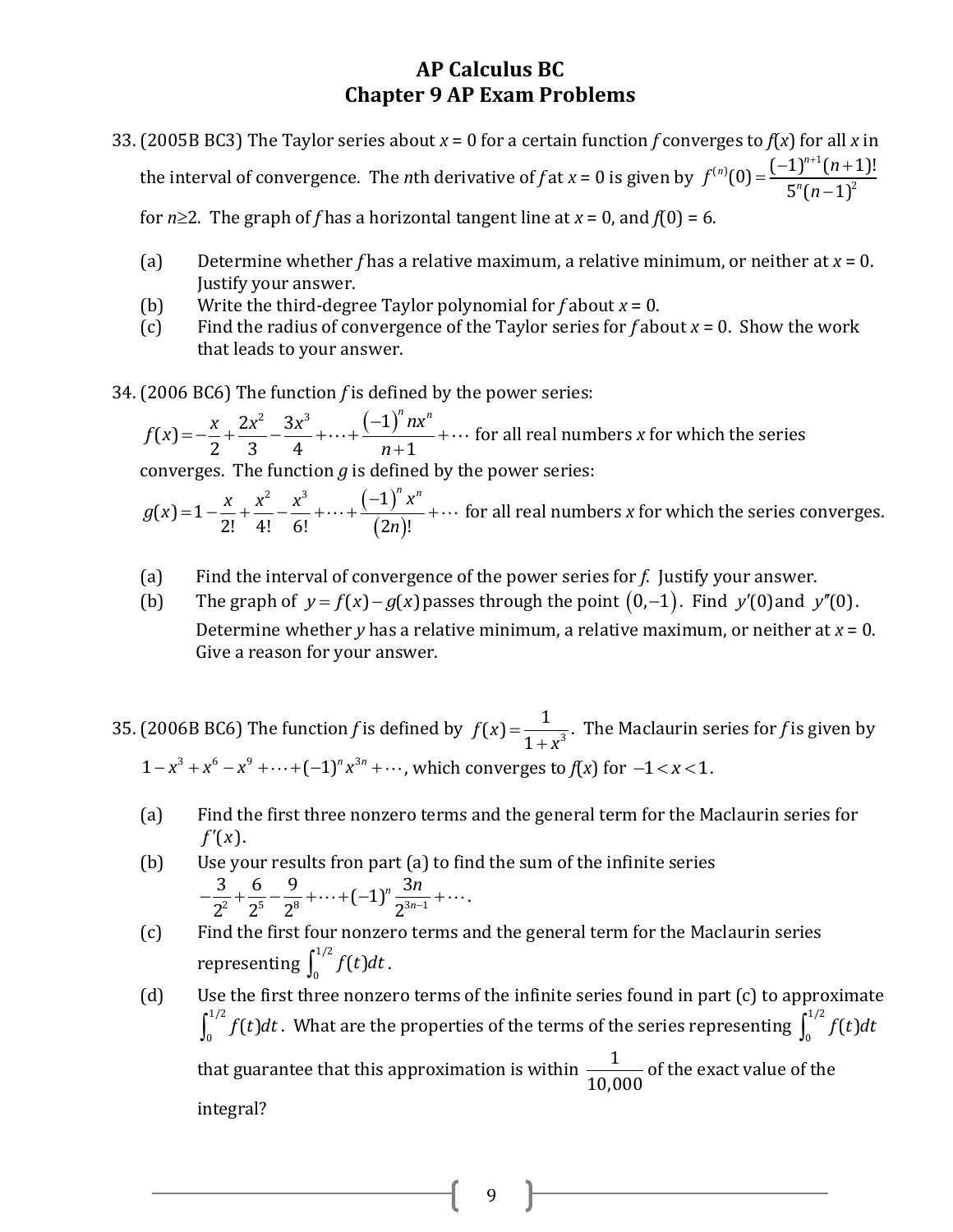# AP Calculus BC
## Chapter 9 AP Exam Problems

33. (2005B BC3) The Taylor series about $x = 0$ for a certain function $f$ converges to $f(x)$ for all $x$ in the interval of convergence. The $n$th derivative of $f$ at $x = 0$ is given by $f^{(n)}(0) = \dfrac{(-1)^{n+1}(n+1)!}{5^n(n-1)^2}$ for $n \geq 2$. The graph of $f$ has a horizontal tangent line at $x = 0$, and $f(0) = 6$.

    (a) Determine whether $f$ has a relative maximum, a relative minimum, or neither at $x = 0$. Justify your answer.
    (b) Write the third-degree Taylor polynomial for $f$ about $x = 0$.
    (c) Find the radius of convergence of the Taylor series for $f$ about $x = 0$. Show the work that leads to your answer.

34. (2006 BC6) The function $f$ is defined by the power series:
$f(x) = -\dfrac{x}{2} + \dfrac{2x^2}{3} - \dfrac{3x^3}{4} + \cdots + \dfrac{(-1)^n nx^n}{n+1} + \cdots$ for all real numbers $x$ for which the series converges. The function $g$ is defined by the power series:
$g(x) = 1 - \dfrac{x}{2!} + \dfrac{x^2}{4!} - \dfrac{x^3}{6!} + \cdots + \dfrac{(-1)^n x^n}{(2n)!} + \cdots$ for all real numbers $x$ for which the series converges.

    (a) Find the interval of convergence of the power series for $f$. Justify your answer.
    (b) The graph of $y = f(x) - g(x)$ passes through the point $(0, -1)$. Find $y'(0)$ and $y''(0)$. Determine whether $y$ has a relative minimum, a relative maximum, or neither at $x = 0$. Give a reason for your answer.

35. (2006B BC6) The function $f$ is defined by $f(x) = \dfrac{1}{1+x^3}$. The Maclaurin series for $f$ is given by $1 - x^3 + x^6 - x^9 + \cdots + (-1)^n x^{3n} + \cdots$, which converges to $f(x)$ for $-1 < x < 1$.

    (a) Find the first three nonzero terms and the general term for the Maclaurin series for $f'(x)$.
    (b) Use your results fron part (a) to find the sum of the infinite series $-\dfrac{3}{2^2} + \dfrac{6}{2^5} - \dfrac{9}{2^8} + \cdots + (-1)^n \dfrac{3n}{2^{3n-1}} + \cdots$.
    (c) Find the first four nonzero terms and the general term for the Maclaurin series representing $\int_0^{1/2} f(t)\,dt$.
    (d) Use the first three nonzero terms of the infinite series found in part (c) to approximate $\int_0^{1/2} f(t)\,dt$. What are the properties of the terms of the series representing $\int_0^{1/2} f(t)\,dt$ that guarantee that this approximation is within $\dfrac{1}{10{,}000}$ of the exact value of the integral?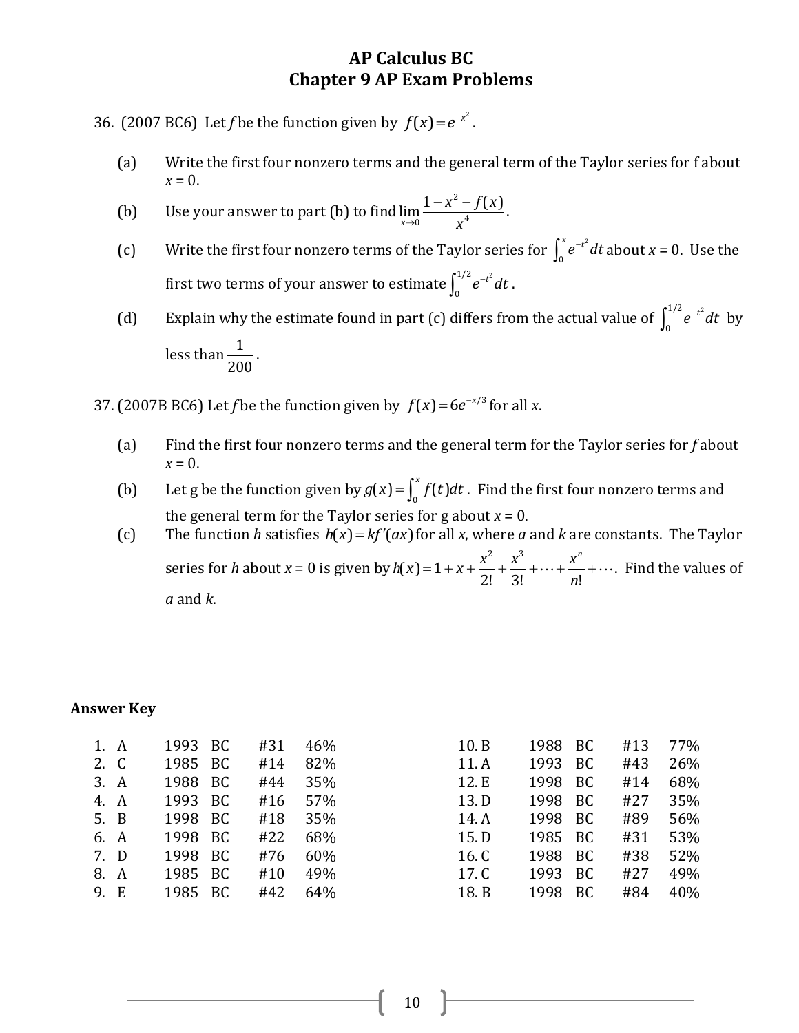# AP Calculus BC
## Chapter 9 AP Exam Problems

36. (2007 BC6) Let $f$ be the function given by $f(x) = e^{-x^2}$.

(a) Write the first four nonzero terms and the general term of the Taylor series for f about $x = 0$.

(b) Use your answer to part (b) to find $\lim_{x \to 0} \frac{1 - x^2 - f(x)}{x^4}$.

(c) Write the first four nonzero terms of the Taylor series for $\int_0^x e^{-t^2} dt$ about $x = 0$. Use the first two terms of your answer to estimate $\int_0^{1/2} e^{-t^2} dt$.

(d) Explain why the estimate found in part (c) differs from the actual value of $\int_0^{1/2} e^{-t^2} dt$ by less than $\frac{1}{200}$.

37. (2007B BC6) Let $f$ be the function given by $f(x) = 6e^{-x/3}$ for all $x$.

(a) Find the first four nonzero terms and the general term for the Taylor series for $f$ about $x = 0$.

(b) Let g be the function given by $g(x) = \int_0^x f(t) dt$. Find the first four nonzero terms and the general term for the Taylor series for g about $x = 0$.

(c) The function $h$ satisfies $h(x) = kf'(ax)$ for all $x$, where $a$ and $k$ are constants. The Taylor series for $h$ about $x = 0$ is given by $h(x) = 1 + x + \frac{x^2}{2!} + \frac{x^3}{3!} + \cdots + \frac{x^n}{n!} + \cdots$. Find the values of $a$ and $k$.

**Answer Key**

| | | | | |
|---|---|---|---|---|
| 1. A | 1993 | BC | #31 | 46% |
| 2. C | 1985 | BC | #14 | 82% |
| 3. A | 1988 | BC | #44 | 35% |
| 4. A | 1993 | BC | #16 | 57% |
| 5. B | 1998 | BC | #18 | 35% |
| 6. A | 1998 | BC | #22 | 68% |
| 7. D | 1998 | BC | #76 | 60% |
| 8. A | 1985 | BC | #10 | 49% |
| 9. E | 1985 | BC | #42 | 64% |
| 10. B | 1988 | BC | #13 | 77% |
| 11. A | 1993 | BC | #43 | 26% |
| 12. E | 1998 | BC | #14 | 68% |
| 13. D | 1998 | BC | #27 | 35% |
| 14. A | 1998 | BC | #89 | 56% |
| 15. D | 1985 | BC | #31 | 53% |
| 16. C | 1988 | BC | #38 | 52% |
| 17. C | 1993 | BC | #27 | 49% |
| 18. B | 1998 | BC | #84 | 40% |